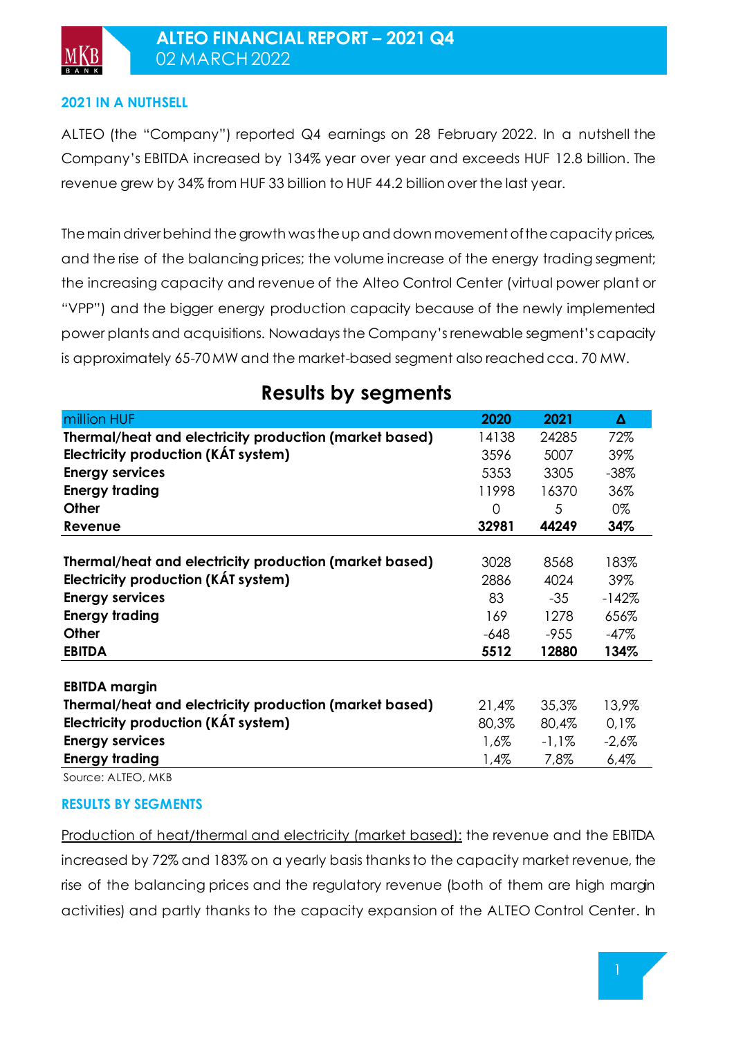# ALTEO FINANCIAL REPORT – 2021 Q4

02 MARCH 2022

## 2021 IN A NUTHSELL

ALTEO (the "Company") reported Q4 earnings on 28 February 2022. In a nutshell the Company's EBITDA increased by 134% year over year and exceeds HUF 12.8 billion. The revenue grew by 34% from HUF 33 billion to HUF 44.2 billion over the last year.

The main driver behind the growth was the up and down movement of the capacity prices, and the rise of the balancing prices; the volume increase of the energy trading segment; the increasing capacity and revenue of the Alteo Control Center (virtual power plant or "VPP") and the bigger energy production capacity because of the newly implemented power plants and acquisitions. Nowadays the Company's renewable segment's capacity is approximately 65-70 MW and the market-based segment also reached cca. 70 MW.

### Results by segments

| million HUF | 2020 | 2021 | Δ |
|---|---|---|---|
| **Thermal/heat and electricity production (market based)** | 14138 | 24285 | 72% |
| **Electricity production (KÁT system)** | 3596 | 5007 | 39% |
| **Energy services** | 5353 | 3305 | -38% |
| **Energy trading** | 11998 | 16370 | 36% |
| **Other** | 0 | 5 | 0% |
| **Revenue** | **32981** | **44249** | **34%** |
| | | | |
| **Thermal/heat and electricity production (market based)** | 3028 | 8568 | 183% |
| **Electricity production (KÁT system)** | 2886 | 4024 | 39% |
| **Energy services** | 83 | -35 | -142% |
| **Energy trading** | 169 | 1278 | 656% |
| **Other** | -648 | -955 | -47% |
| **EBITDA** | **5512** | **12880** | **134%** |
| | | | |
| **EBITDA margin** | | | |
| **Thermal/heat and electricity production (market based)** | 21,4% | 35,3% | 13,9% |
| **Electricity production (KÁT system)** | 80,3% | 80,4% | 0,1% |
| **Energy services** | 1,6% | -1,1% | -2,6% |
| **Energy trading** | 1,4% | 7,8% | 6,4% |

Source: ALTEO, MKB

## RESULTS BY SEGMENTS

Production of heat/thermal and electricity (market based): the revenue and the EBITDA increased by 72% and 183% on a yearly basis thanks to the capacity market revenue, the rise of the balancing prices and the regulatory revenue (both of them are high margin activities) and partly thanks to the capacity expansion of the ALTEO Control Center. In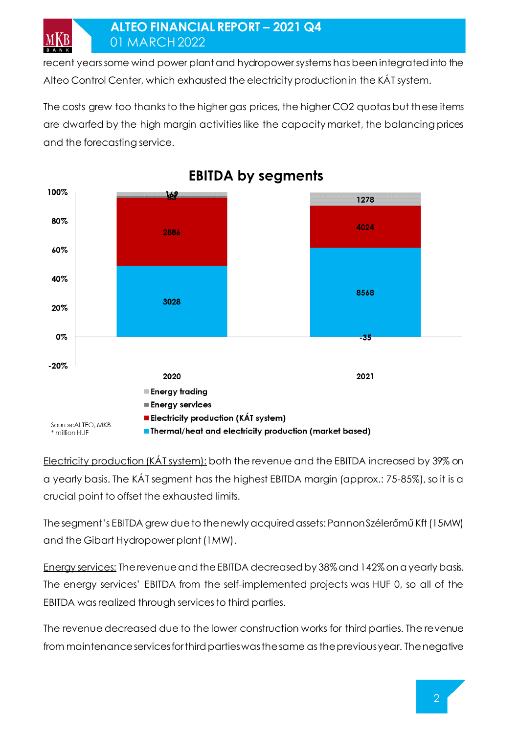recent years some wind power plant and hydropower systems has been integrated into the Alteo Control Center, which exhausted the electricity production in the KÁT system.

The costs grew too thanks to the higher gas prices, the higher $CO_2$ quotas but these items are dwarfed by the high margin activities like the capacity market, the balancing prices and the forecasting service.

**EBITDA by segments**

| | 2020 | 2021 |
|---|---|---|
| Energy trading | 149 | 1278 |
| Energy services | 83 | -35 |
| Electricity production (KÁT system) | 2886 | 4024 |
| Thermal/heat and electricity production (market based) | 3028 | 8568 |

Source: ALTEO, MKB
\* million HUF

Electricity production (KÁT system): both the revenue and the EBITDA increased by 39% on a yearly basis. The KÁT segment has the highest EBITDA margin (approx.: 75-85%), so it is a crucial point to offset the exhausted limits.

The segment's EBITDA grew due to the newly acquired assets: Pannon Szélerőmű Kft (15MW) and the Gibart Hydropower plant (1MW).

Energy services: The revenue and the EBITDA decreased by 38% and 142% on a yearly basis. The energy services' EBITDA from the self-implemented projects was HUF 0, so all of the EBITDA was realized through services to third parties.

The revenue decreased due to the lower construction works for third parties. The revenue from maintenance services for third parties was the same as the previous year. The negative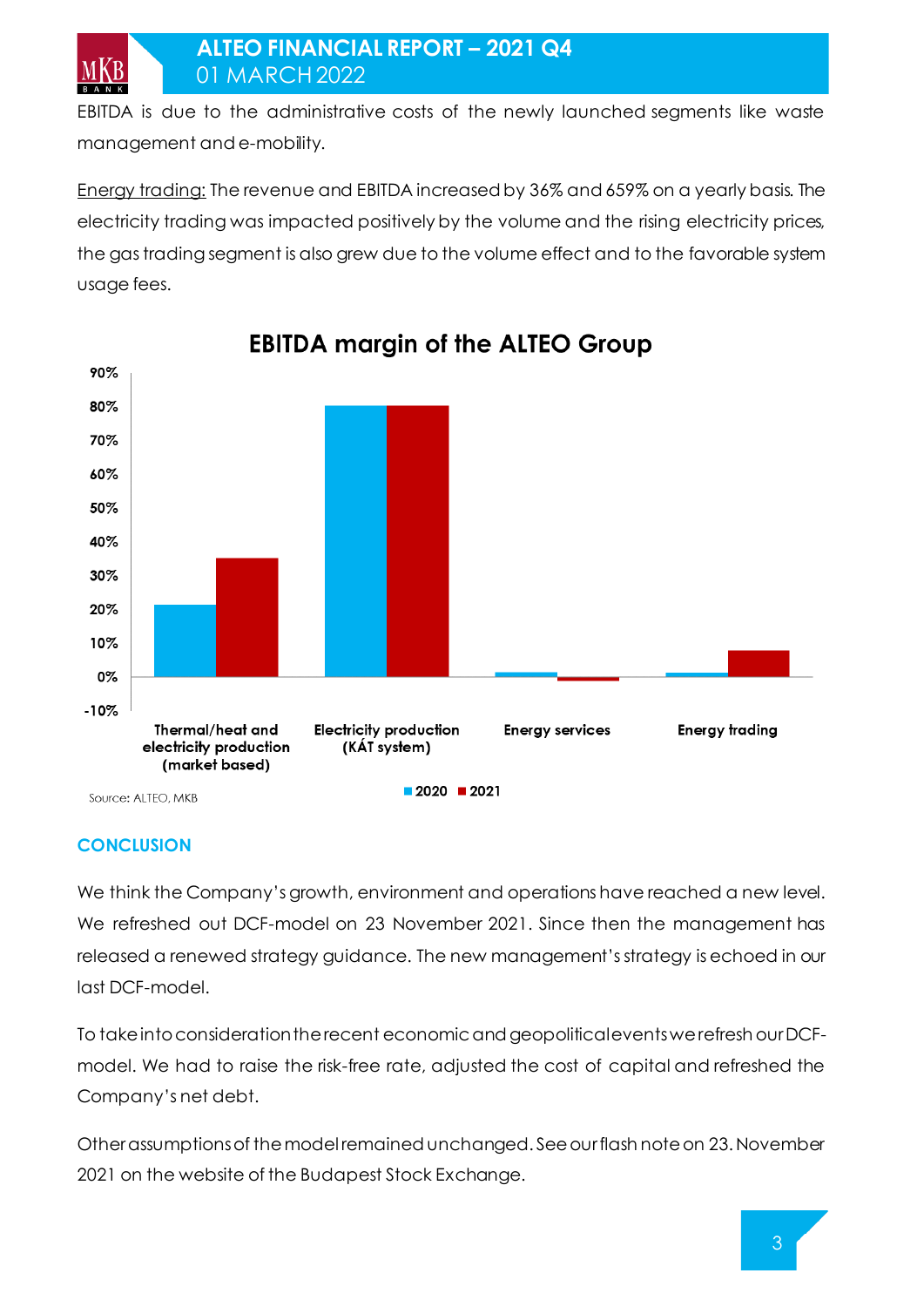EBITDA is due to the administrative costs of the newly launched segments like waste management and e-mobility.

Energy trading: The revenue and EBITDA increased by 36% and 659% on a yearly basis. The electricity trading was impacted positively by the volume and the rising electricity prices, the gas trading segment is also grew due to the volume effect and to the favorable system usage fees.

**EBITDA margin of the ALTEO Group**

Source: ALTEO, MKB

## CONCLUSION

We think the Company's growth, environment and operations have reached a new level. We refreshed out DCF-model on 23 November 2021. Since then the management has released a renewed strategy guidance. The new management's strategy is echoed in our last DCF-model.

To take into consideration the recent economic and geopolitical events we refresh our DCF-model. We had to raise the risk-free rate, adjusted the cost of capital and refreshed the Company's net debt.

Other assumptions of the model remained unchanged. See our flash note on 23. November 2021 on the website of the Budapest Stock Exchange.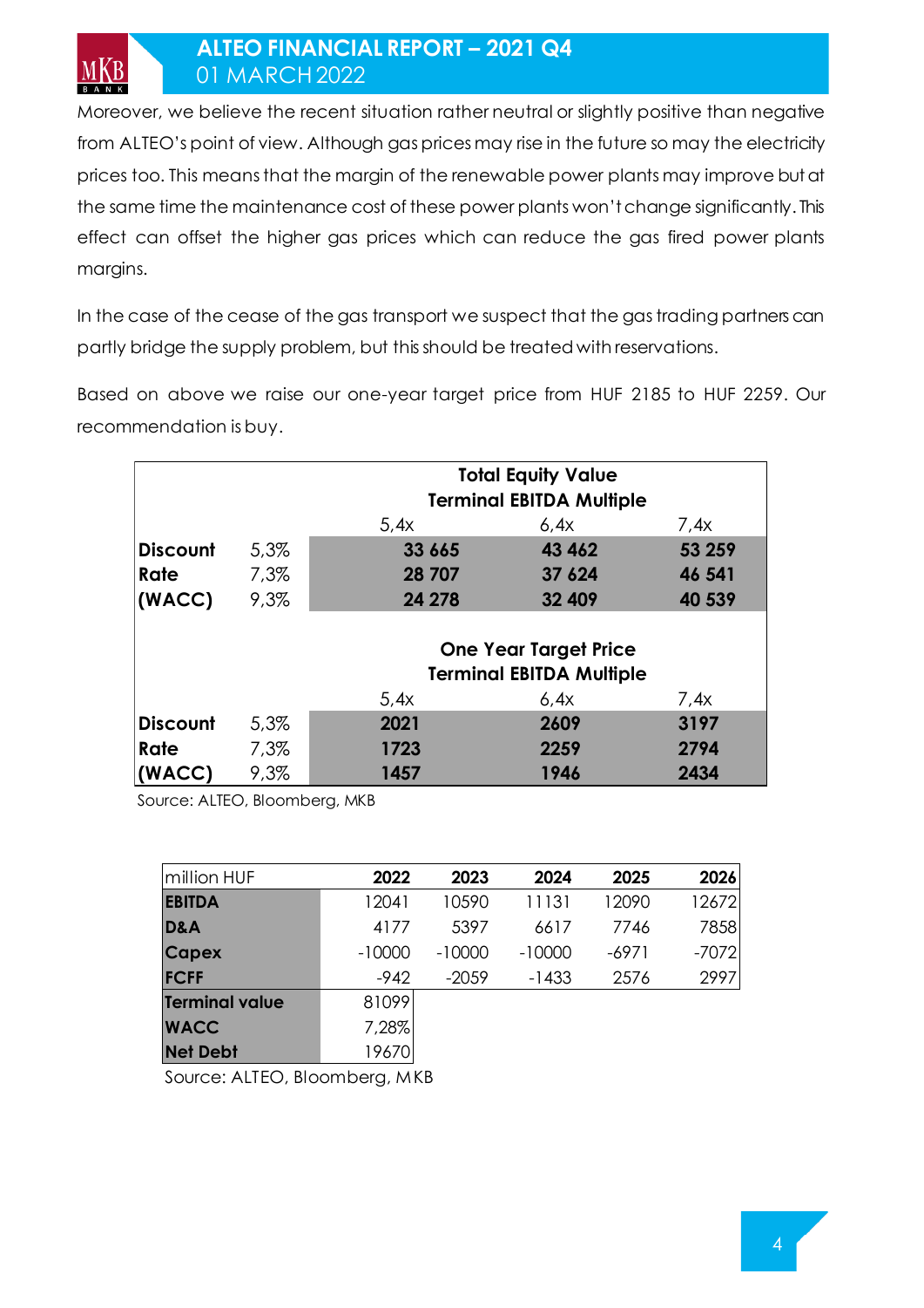Moreover, we believe the recent situation rather neutral or slightly positive than negative from ALTEO's point of view. Although gas prices may rise in the future so may the electricity prices too. This means that the margin of the renewable power plants may improve but at the same time the maintenance cost of these power plants won't change significantly. This effect can offset the higher gas prices which can reduce the gas fired power plants margins.

In the case of the cease of the gas transport we suspect that the gas trading partners can partly bridge the supply problem, but this should be treated with reservations.

Based on above we raise our one-year target price from HUF 2185 to HUF 2259. Our recommendation is buy.

| | | **Total Equity Value** | | |
|---|---|---|---|---|
| | | **Terminal EBITDA Multiple** | | |
| | | 5,4x | 6,4x | 7,4x |
| **Discount** | 5,3% | **33 665** | **43 462** | **53 259** |
| **Rate** | 7,3% | **28 707** | **37 624** | **46 541** |
| **(WACC)** | 9,3% | **24 278** | **32 409** | **40 539** |
| | | **One Year Target Price** | | |
| | | **Terminal EBITDA Multiple** | | |
| | | 5,4x | 6,4x | 7,4x |
| **Discount** | 5,3% | **2021** | **2609** | **3197** |
| **Rate** | 7,3% | **1723** | **2259** | **2794** |
| **(WACC)** | 9,3% | **1457** | **1946** | **2434** |

Source: ALTEO, Bloomberg, MKB

| million HUF | **2022** | **2023** | **2024** | **2025** | **2026** |
|---|---|---|---|---|---|
| **EBITDA** | 12041 | 10590 | 11131 | 12090 | 12672 |
| **D&A** | 4177 | 5397 | 6617 | 7746 | 7858 |
| **Capex** | -10000 | -10000 | -10000 | -6971 | -7072 |
| **FCFF** | -942 | -2059 | -1433 | 2576 | 2997 |
| **Terminal value** | 81099 | | | | |
| **WACC** | 7,28% | | | | |
| **Net Debt** | 19670 | | | | |

Source: ALTEO, Bloomberg, MKB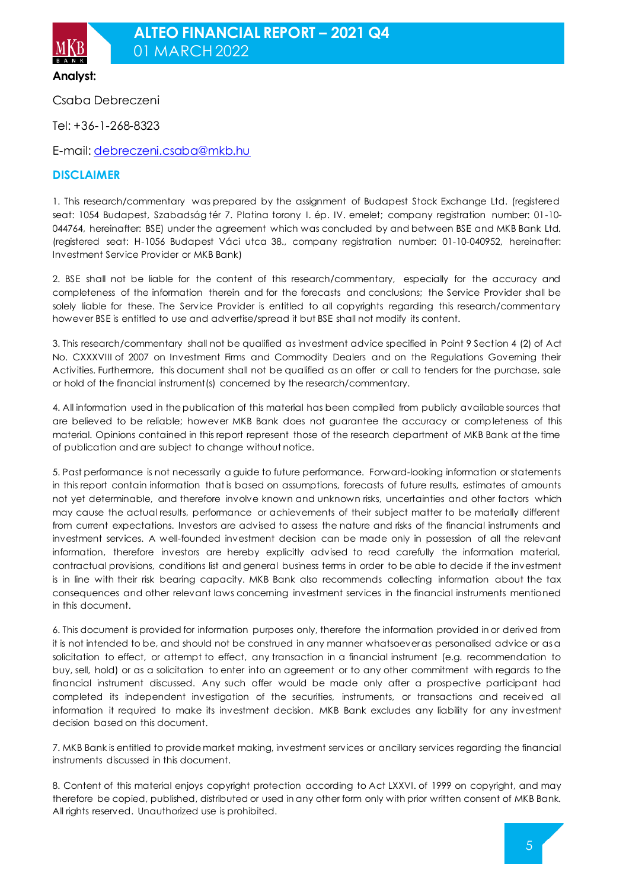**Analyst:**

Csaba Debreczeni

Tel: +36-1-268-8323

E-mail: [debreczeni.csaba@mkb.hu](mailto:debreczeni.csaba@mkb.hu)

## DISCLAIMER

1. This research/commentary was prepared by the assignment of Budapest Stock Exchange Ltd. (registered seat: 1054 Budapest, Szabadság tér 7. Platina torony I. ép. IV. emelet; company registration number: 01-10-044764, hereinafter: BSE) under the agreement which was concluded by and between BSE and MKB Bank Ltd. (registered seat: H-1056 Budapest Váci utca 38., company registration number: 01-10-040952, hereinafter: Investment Service Provider or MKB Bank)

2. BSE shall not be liable for the content of this research/commentary, especially for the accuracy and completeness of the information therein and for the forecasts and conclusions; the Service Provider shall be solely liable for these. The Service Provider is entitled to all copyrights regarding this research/commentary however BSE is entitled to use and advertise/spread it but BSE shall not modify its content.

3. This research/commentary shall not be qualified as investment advice specified in Point 9 Section 4 (2) of Act No. CXXXVIII of 2007 on Investment Firms and Commodity Dealers and on the Regulations Governing their Activities. Furthermore, this document shall not be qualified as an offer or call to tenders for the purchase, sale or hold of the financial instrument(s) concerned by the research/commentary.

4. All information used in the publication of this material has been compiled from publicly available sources that are believed to be reliable; however MKB Bank does not guarantee the accuracy or completeness of this material. Opinions contained in this report represent those of the research department of MKB Bank at the time of publication and are subject to change without notice.

5. Past performance is not necessarily a guide to future performance. Forward-looking information or statements in this report contain information that is based on assumptions, forecasts of future results, estimates of amounts not yet determinable, and therefore involve known and unknown risks, uncertainties and other factors which may cause the actual results, performance or achievements of their subject matter to be materially different from current expectations. Investors are advised to assess the nature and risks of the financial instruments and investment services. A well-founded investment decision can be made only in possession of all the relevant information, therefore investors are hereby explicitly advised to read carefully the information material, contractual provisions, conditions list and general business terms in order to be able to decide if the investment is in line with their risk bearing capacity. MKB Bank also recommends collecting information about the tax consequences and other relevant laws concerning investment services in the financial instruments mentioned in this document.

6. This document is provided for information purposes only, therefore the information provided in or derived from it is not intended to be, and should not be construed in any manner whatsoever as personalised advice or as a solicitation to effect, or attempt to effect, any transaction in a financial instrument (e.g. recommendation to buy, sell, hold) or as a solicitation to enter into an agreement or to any other commitment with regards to the financial instrument discussed. Any such offer would be made only after a prospective participant had completed its independent investigation of the securities, instruments, or transactions and received all information it required to make its investment decision. MKB Bank excludes any liability for any investment decision based on this document.

7. MKB Bank is entitled to provide market making, investment services or ancillary services regarding the financial instruments discussed in this document.

8. Content of this material enjoys copyright protection according to Act LXXVI. of 1999 on copyright, and may therefore be copied, published, distributed or used in any other form only with prior written consent of MKB Bank. All rights reserved. Unauthorized use is prohibited.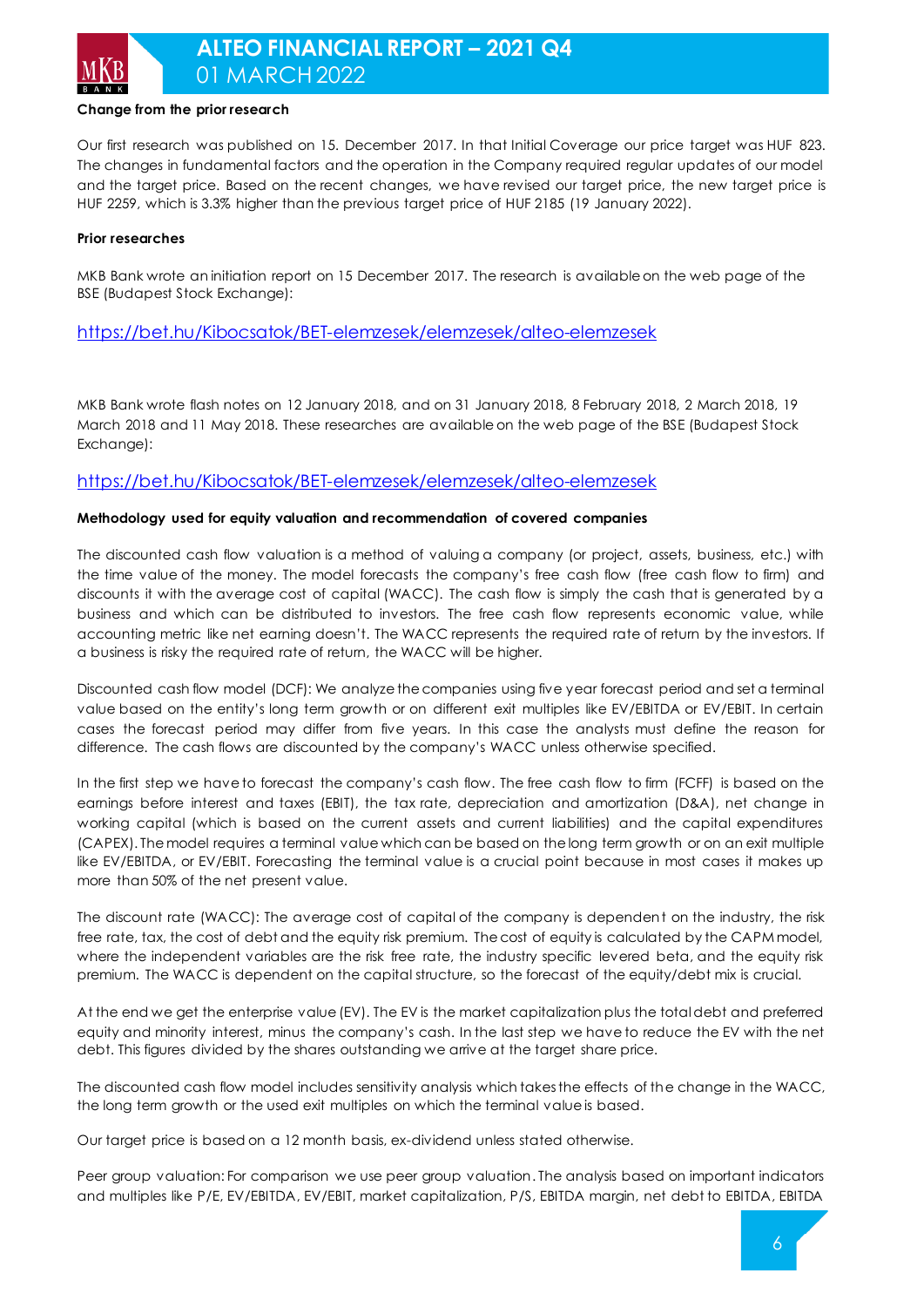**Change from the prior research**

Our first research was published on 15. December 2017. In that Initial Coverage our price target was HUF 823. The changes in fundamental factors and the operation in the Company required regular updates of our model and the target price. Based on the recent changes, we have revised our target price, the new target price is HUF 2259, which is 3.3% higher than the previous target price of HUF 2185 (19 January 2022).

**Prior researches**

MKB Bank wrote an initiation report on 15 December 2017. The research is available on the web page of the BSE (Budapest Stock Exchange):

https://bet.hu/Kibocsatok/BET-elemzesek/elemzesek/alteo-elemzesek

MKB Bank wrote flash notes on 12 January 2018, and on 31 January 2018, 8 February 2018, 2 March 2018, 19 March 2018 and 11 May 2018. These researches are available on the web page of the BSE (Budapest Stock Exchange):

https://bet.hu/Kibocsatok/BET-elemzesek/elemzesek/alteo-elemzesek

**Methodology used for equity valuation and recommendation of covered companies**

The discounted cash flow valuation is a method of valuing a company (or project, assets, business, etc.) with the time value of the money. The model forecasts the company's free cash flow (free cash flow to firm) and discounts it with the average cost of capital (WACC). The cash flow is simply the cash that is generated by a business and which can be distributed to investors. The free cash flow represents economic value, while accounting metric like net earning doesn't. The WACC represents the required rate of return by the investors. If a business is risky the required rate of return, the WACC will be higher.

Discounted cash flow model (DCF): We analyze the companies using five year forecast period and set a terminal value based on the entity's long term growth or on different exit multiples like EV/EBITDA or EV/EBIT. In certain cases the forecast period may differ from five years. In this case the analysts must define the reason for difference. The cash flows are discounted by the company's WACC unless otherwise specified.

In the first step we have to forecast the company's cash flow. The free cash flow to firm (FCFF) is based on the earnings before interest and taxes (EBIT), the tax rate, depreciation and amortization (D&A), net change in working capital (which is based on the current assets and current liabilities) and the capital expenditures (CAPEX). The model requires a terminal value which can be based on the long term growth or on an exit multiple like EV/EBITDA, or EV/EBIT. Forecasting the terminal value is a crucial point because in most cases it makes up more than 50% of the net present value.

The discount rate (WACC): The average cost of capital of the company is dependent on the industry, the risk free rate, tax, the cost of debt and the equity risk premium. The cost of equity is calculated by the CAPM model, where the independent variables are the risk free rate, the industry specific levered beta, and the equity risk premium. The WACC is dependent on the capital structure, so the forecast of the equity/debt mix is crucial.

At the end we get the enterprise value (EV). The EV is the market capitalization plus the total debt and preferred equity and minority interest, minus the company's cash. In the last step we have to reduce the EV with the net debt. This figures divided by the shares outstanding we arrive at the target share price.

The discounted cash flow model includes sensitivity analysis which takes the effects of the change in the WACC, the long term growth or the used exit multiples on which the terminal value is based.

Our target price is based on a 12 month basis, ex-dividend unless stated otherwise.

Peer group valuation: For comparison we use peer group valuation. The analysis based on important indicators and multiples like P/E, EV/EBITDA, EV/EBIT, market capitalization, P/S, EBITDA margin, net debt to EBITDA, EBITDA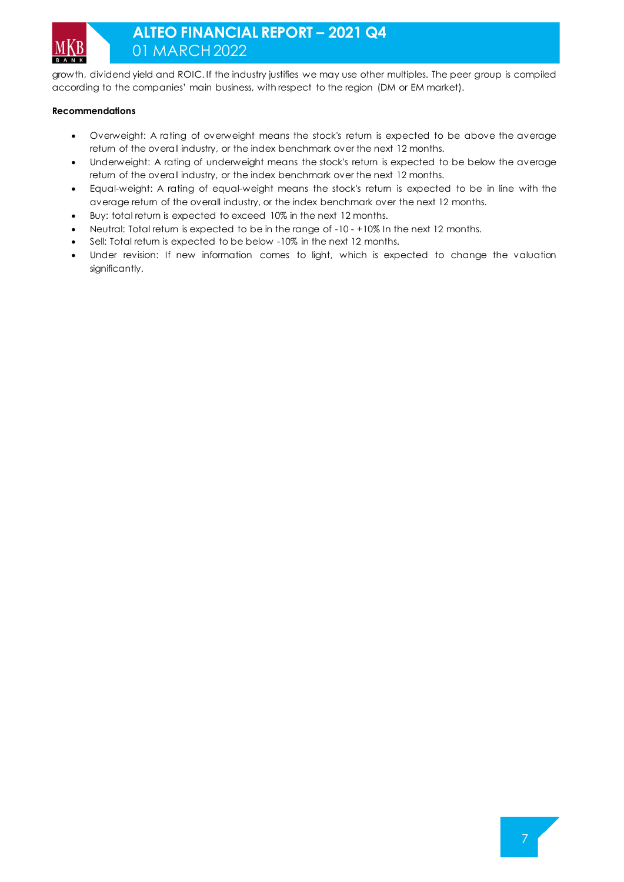growth, dividend yield and ROIC. If the industry justifies we may use other multiples. The peer group is compiled according to the companies' main business, with respect to the region (DM or EM market).

**Recommendations**

- Overweight: A rating of overweight means the stock's return is expected to be above the average return of the overall industry, or the index benchmark over the next 12 months.
- Underweight: A rating of underweight means the stock's return is expected to be below the average return of the overall industry, or the index benchmark over the next 12 months.
- Equal-weight: A rating of equal-weight means the stock's return is expected to be in line with the average return of the overall industry, or the index benchmark over the next 12 months.
- Buy: total return is expected to exceed 10% in the next 12 months.
- Neutral: Total return is expected to be in the range of -10 - +10% In the next 12 months.
- Sell: Total return is expected to be below -10% in the next 12 months.
- Under revision: If new information comes to light, which is expected to change the valuation significantly.